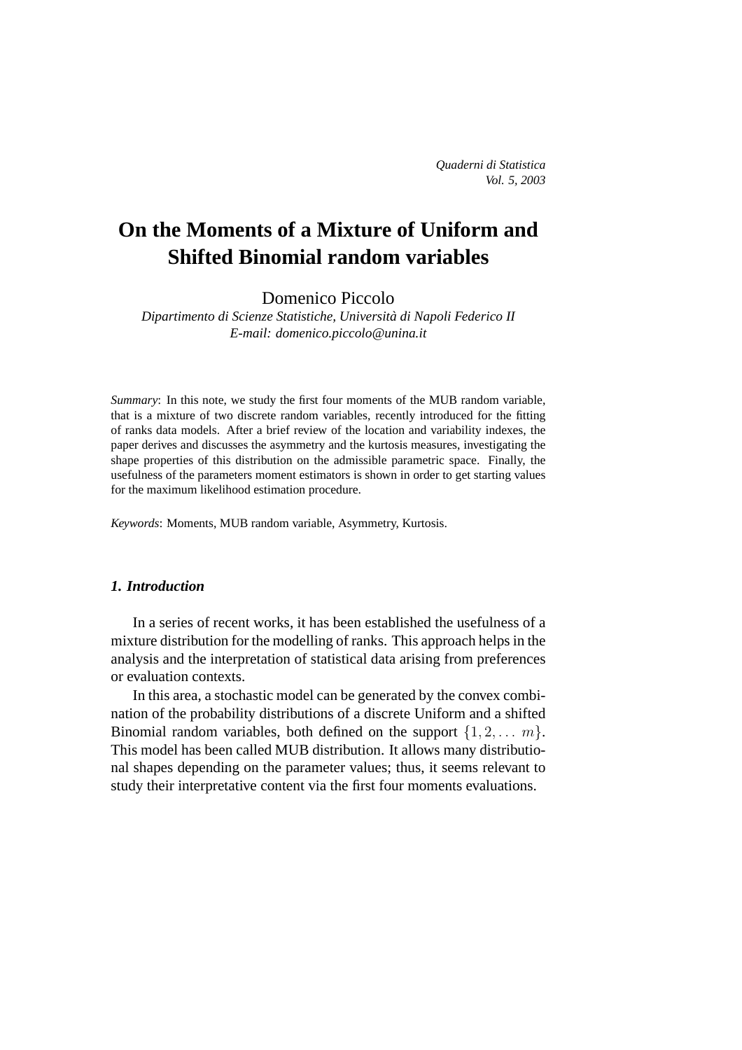*Quaderni di Statistica*
*Vol. 5, 2003*

# On the Moments of a Mixture of Uniform and Shifted Binomial random variables

Domenico Piccolo

*Dipartimento di Scienze Statistiche, Università di Napoli Federico II*
*E-mail: domenico.piccolo@unina.it*

*Summary*: In this note, we study the first four moments of the MUB random variable, that is a mixture of two discrete random variables, recently introduced for the fitting of ranks data models. After a brief review of the location and variability indexes, the paper derives and discusses the asymmetry and the kurtosis measures, investigating the shape properties of this distribution on the admissible parametric space. Finally, the usefulness of the parameters moment estimators is shown in order to get starting values for the maximum likelihood estimation procedure.

*Keywords*: Moments, MUB random variable, Asymmetry, Kurtosis.

## *1. Introduction*

In a series of recent works, it has been established the usefulness of a mixture distribution for the modelling of ranks. This approach helps in the analysis and the interpretation of statistical data arising from preferences or evaluation contexts.

In this area, a stochastic model can be generated by the convex combination of the probability distributions of a discrete Uniform and a shifted Binomial random variables, both defined on the support $\{1, 2, \ldots\ m\}$. This model has been called MUB distribution. It allows many distributional shapes depending on the parameter values; thus, it seems relevant to study their interpretative content via the first four moments evaluations.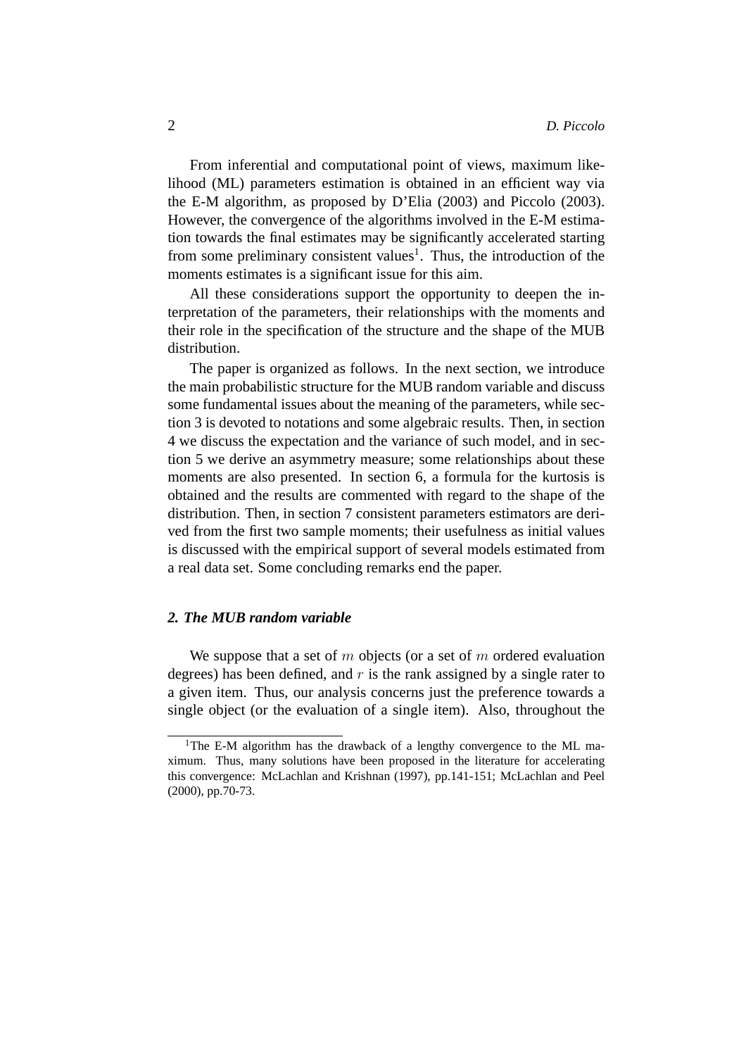From inferential and computational point of views, maximum likelihood (ML) parameters estimation is obtained in an efficient way via the E-M algorithm, as proposed by D'Elia (2003) and Piccolo (2003). However, the convergence of the algorithms involved in the E-M estimation towards the final estimates may be significantly accelerated starting from some preliminary consistent values[1]. Thus, the introduction of the moments estimates is a significant issue for this aim.

All these considerations support the opportunity to deepen the interpretation of the parameters, their relationships with the moments and their role in the specification of the structure and the shape of the MUB distribution.

The paper is organized as follows. In the next section, we introduce the main probabilistic structure for the MUB random variable and discuss some fundamental issues about the meaning of the parameters, while section 3 is devoted to notations and some algebraic results. Then, in section 4 we discuss the expectation and the variance of such model, and in section 5 we derive an asymmetry measure; some relationships about these moments are also presented. In section 6, a formula for the kurtosis is obtained and the results are commented with regard to the shape of the distribution. Then, in section 7 consistent parameters estimators are derived from the first two sample moments; their usefulness as initial values is discussed with the empirical support of several models estimated from a real data set. Some concluding remarks end the paper.

## *2. The MUB random variable*

We suppose that a set of $m$ objects (or a set of $m$ ordered evaluation degrees) has been defined, and $r$ is the rank assigned by a single rater to a given item. Thus, our analysis concerns just the preference towards a single object (or the evaluation of a single item). Also, throughout the

[1] The E-M algorithm has the drawback of a lengthy convergence to the ML maximum. Thus, many solutions have been proposed in the literature for accelerating this convergence: McLachlan and Krishnan (1997), pp.141-151; McLachlan and Peel (2000), pp.70-73.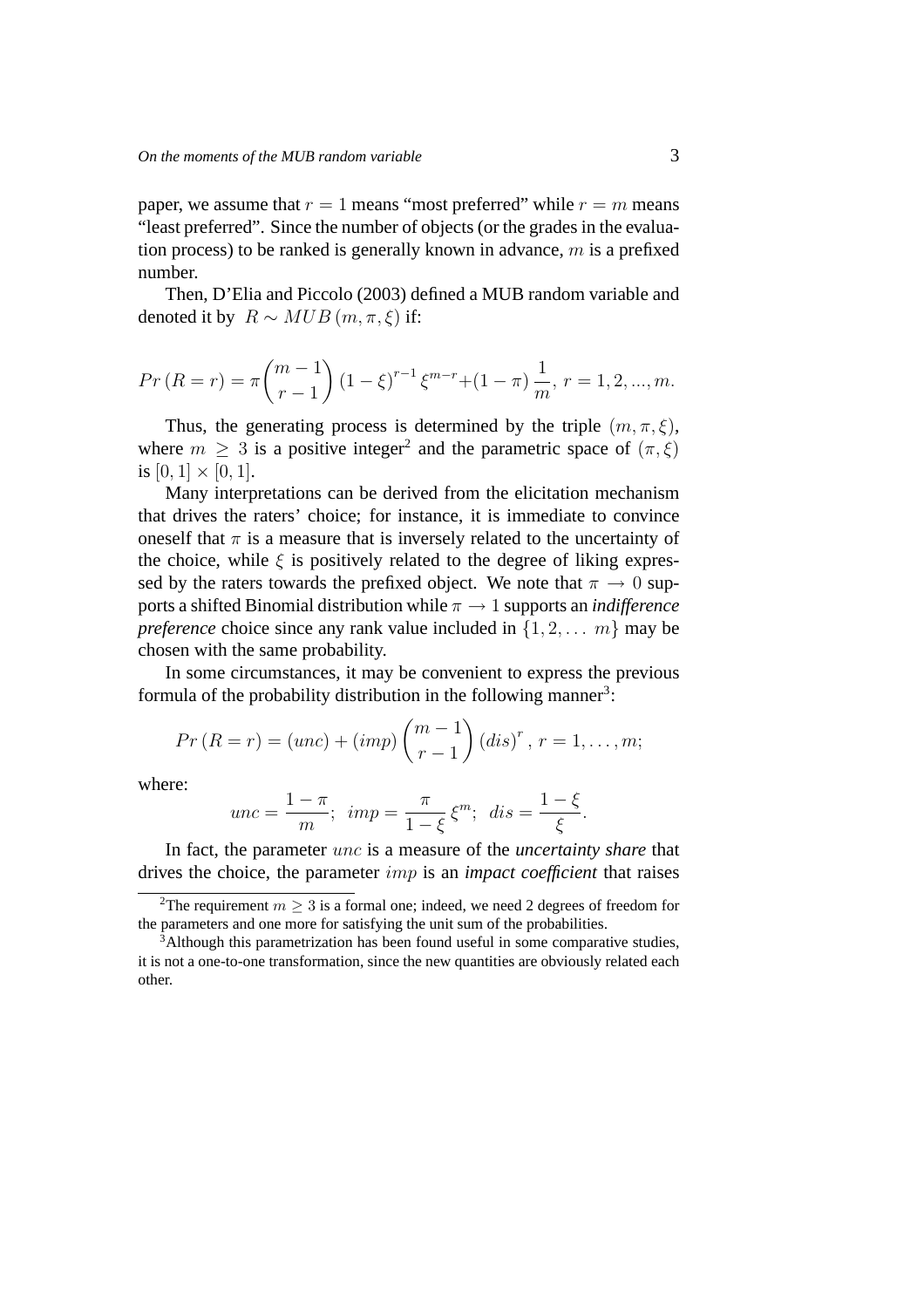paper, we assume that $r = 1$ means "most preferred" while $r = m$ means "least preferred". Since the number of objects (or the grades in the evaluation process) to be ranked is generally known in advance, $m$ is a prefixed number.

Then, D'Elia and Piccolo (2003) defined a MUB random variable and denoted it by $R \sim MUB\,(m, \pi, \xi)$ if:

$$Pr\,(R = r) = \pi \binom{m-1}{r-1} (1-\xi)^{r-1} \xi^{m-r} + (1-\pi)\,\frac{1}{m},\ r = 1, 2, ..., m.$$

Thus, the generating process is determined by the triple $(m, \pi, \xi)$, where $m \geq 3$ is a positive integer[2] and the parametric space of $(\pi, \xi)$ is $[0, 1] \times [0, 1]$.

Many interpretations can be derived from the elicitation mechanism that drives the raters' choice; for instance, it is immediate to convince oneself that $\pi$ is a measure that is inversely related to the uncertainty of the choice, while $\xi$ is positively related to the degree of liking expressed by the raters towards the prefixed object. We note that $\pi \to 0$ supports a shifted Binomial distribution while $\pi \to 1$ supports an *indifference preference* choice since any rank value included in $\{1, 2, \ldots\ m\}$ may be chosen with the same probability.

In some circumstances, it may be convenient to express the previous formula of the probability distribution in the following manner[3]:

$$Pr\,(R = r) = (unc) + (imp) \binom{m-1}{r-1} (dis)^r\,,\ r = 1, \ldots, m;$$

where:

$$unc = \frac{1-\pi}{m};\ \ imp = \frac{\pi}{1-\xi}\,\xi^m;\ \ dis = \frac{1-\xi}{\xi}.$$

In fact, the parameter $unc$ is a measure of the *uncertainty share* that drives the choice, the parameter $imp$ is an *impact coefficient* that raises

---

[2] The requirement $m \geq 3$ is a formal one; indeed, we need 2 degrees of freedom for the parameters and one more for satisfying the unit sum of the probabilities.

[3] Although this parametrization has been found useful in some comparative studies, it is not a one-to-one transformation, since the new quantities are obviously related each other.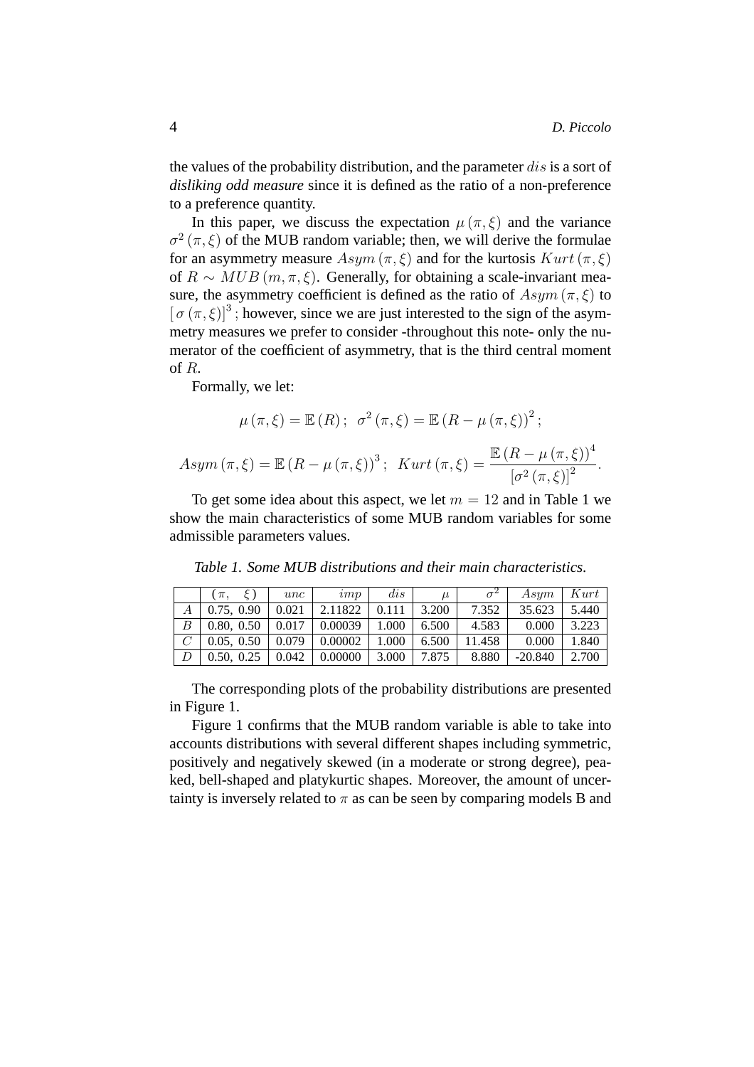the values of the probability distribution, and the parameter $dis$ is a sort of *disliking odd measure* since it is defined as the ratio of a non-preference to a preference quantity.

In this paper, we discuss the expectation $\mu(\pi, \xi)$ and the variance $\sigma^2(\pi, \xi)$ of the MUB random variable; then, we will derive the formulae for an asymmetry measure $Asym(\pi, \xi)$ and for the kurtosis $Kurt(\pi, \xi)$ of $R \sim MUB(m, \pi, \xi)$. Generally, for obtaining a scale-invariant measure, the asymmetry coefficient is defined as the ratio of $Asym(\pi, \xi)$ to $[\sigma(\pi, \xi)]^3$; however, since we are just interested to the sign of the asymmetry measures we prefer to consider -throughout this note- only the numerator of the coefficient of asymmetry, that is the third central moment of $R$.

Formally, we let:

$$\mu(\pi, \xi) = \mathbb{E}(R); \;\; \sigma^2(\pi, \xi) = \mathbb{E}(R - \mu(\pi, \xi))^2;$$

$$Asym(\pi, \xi) = \mathbb{E}(R - \mu(\pi, \xi))^3; \;\; Kurt(\pi, \xi) = \frac{\mathbb{E}(R - \mu(\pi, \xi))^4}{[\sigma^2(\pi, \xi)]^2}.$$

To get some idea about this aspect, we let $m = 12$ and in Table 1 we show the main characteristics of some MUB random variables for some admissible parameters values.

*Table 1. Some MUB distributions and their main characteristics.*

| | $(\pi, \; \xi)$ | $unc$ | $imp$ | $dis$ | $\mu$ | $\sigma^2$ | $Asym$ | $Kurt$ |
|---|---|---|---|---|---|---|---|---|
| $A$ | 0.75, 0.90 | 0.021 | 2.11822 | 0.111 | 3.200 | 7.352 | 35.623 | 5.440 |
| $B$ | 0.80, 0.50 | 0.017 | 0.00039 | 1.000 | 6.500 | 4.583 | 0.000 | 3.223 |
| $C$ | 0.05, 0.50 | 0.079 | 0.00002 | 1.000 | 6.500 | 11.458 | 0.000 | 1.840 |
| $D$ | 0.50, 0.25 | 0.042 | 0.00000 | 3.000 | 7.875 | 8.880 | -20.840 | 2.700 |

The corresponding plots of the probability distributions are presented in Figure 1.

Figure 1 confirms that the MUB random variable is able to take into accounts distributions with several different shapes including symmetric, positively and negatively skewed (in a moderate or strong degree), peaked, bell-shaped and platykurtic shapes. Moreover, the amount of uncertainty is inversely related to $\pi$ as can be seen by comparing models B and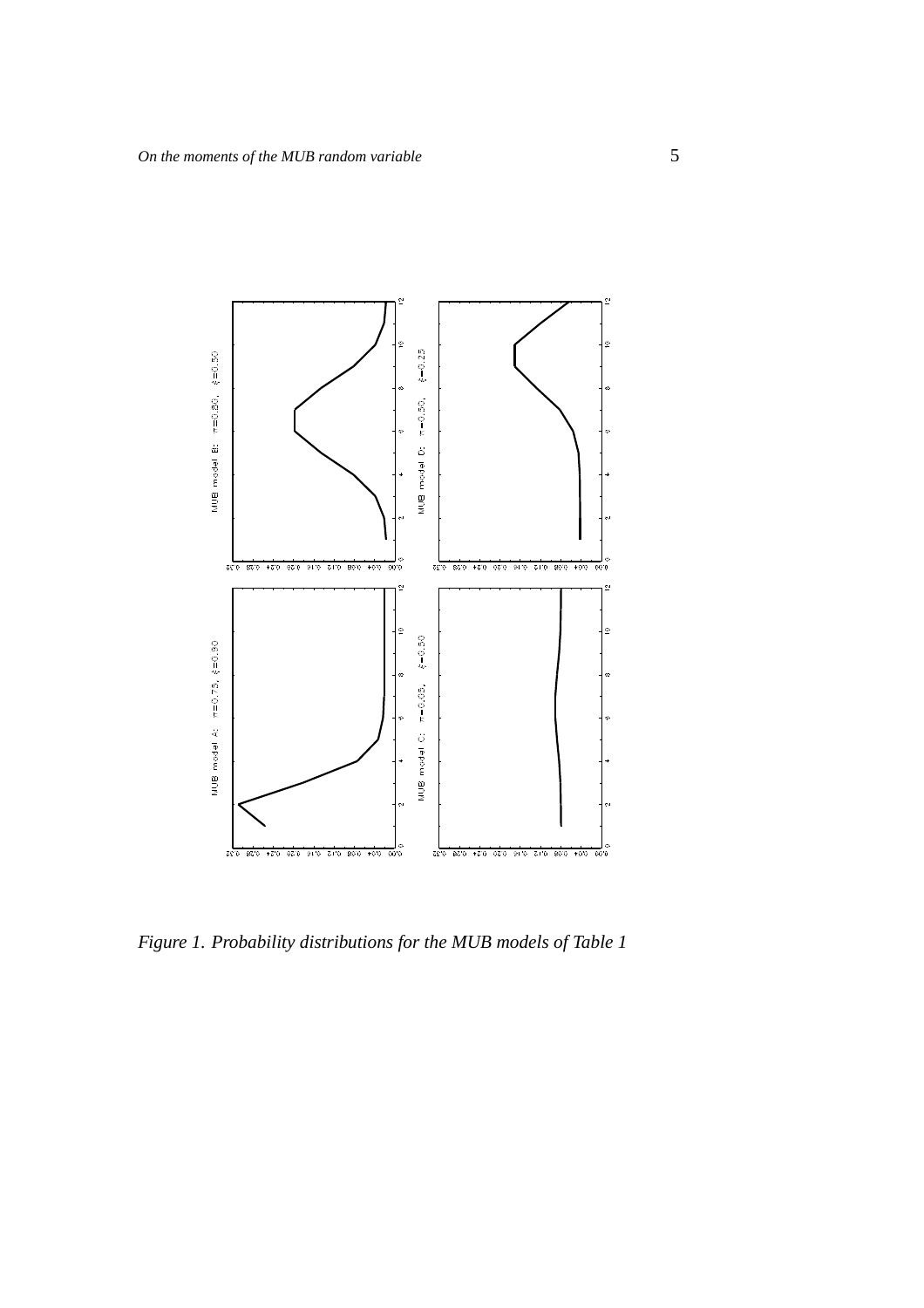*Figure 1. Probability distributions for the MUB models of Table 1*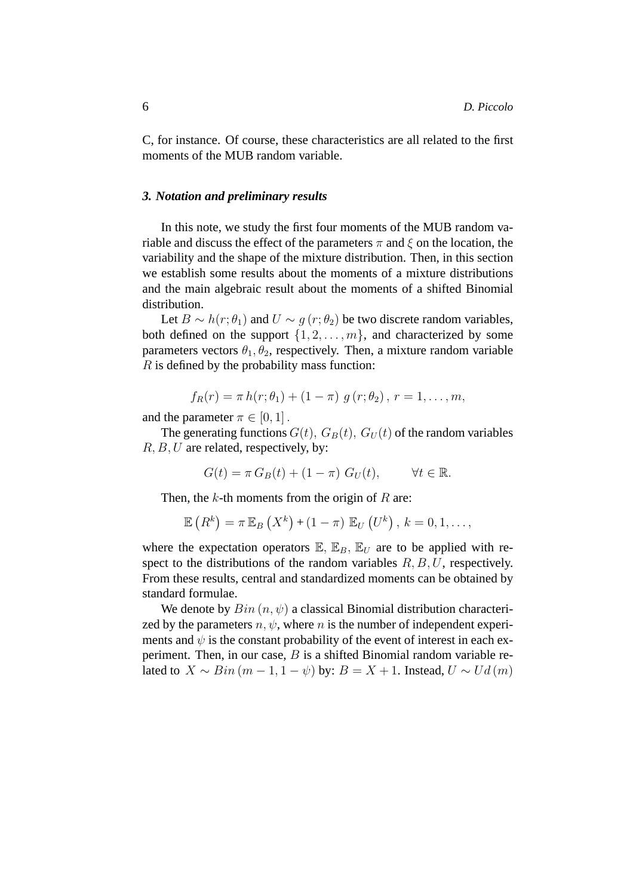C, for instance. Of course, these characteristics are all related to the first moments of the MUB random variable.

### *3. Notation and preliminary results*

In this note, we study the first four moments of the MUB random variable and discuss the effect of the parameters $\pi$ and $\xi$ on the location, the variability and the shape of the mixture distribution. Then, in this section we establish some results about the moments of a mixture distributions and the main algebraic result about the moments of a shifted Binomial distribution.

Let $B \sim h(r;\theta_1)$ and $U \sim g\,(r;\theta_2)$ be two discrete random variables, both defined on the support $\{1, 2, \ldots, m\}$, and characterized by some parameters vectors $\theta_1, \theta_2$, respectively. Then, a mixture random variable $R$ is defined by the probability mass function:

$$f_R(r) = \pi\, h(r;\theta_1) + (1-\pi)\; g\,(r;\theta_2)\,,\; r = 1, \ldots, m,$$

and the parameter $\pi \in [0, 1]\,.$

The generating functions $G(t),\; G_B(t),\; G_U(t)$ of the random variables $R, B, U$ are related, respectively, by:

$$G(t) = \pi\, G_B(t) + (1-\pi)\; G_U(t), \qquad \forall t \in \mathbb{R}.$$

Then, the $k$-th moments from the origin of $R$ are:

$$\mathbb{E}\left(R^k\right) = \pi\, \mathbb{E}_B\left(X^k\right) + (1-\pi)\; \mathbb{E}_U\left(U^k\right),\; k = 0, 1, \ldots,$$

where the expectation operators $\mathbb{E},\, \mathbb{E}_B,\, \mathbb{E}_U$ are to be applied with respect to the distributions of the random variables $R, B, U$, respectively. From these results, central and standardized moments can be obtained by standard formulae.

We denote by $Bin\,(n, \psi)$ a classical Binomial distribution characterized by the parameters $n, \psi$, where $n$ is the number of independent experiments and $\psi$ is the constant probability of the event of interest in each experiment. Then, in our case, $B$ is a shifted Binomial random variable related to $X \sim Bin\,(m-1, 1-\psi)$ by: $B = X + 1$. Instead, $U \sim Ud\,(m)$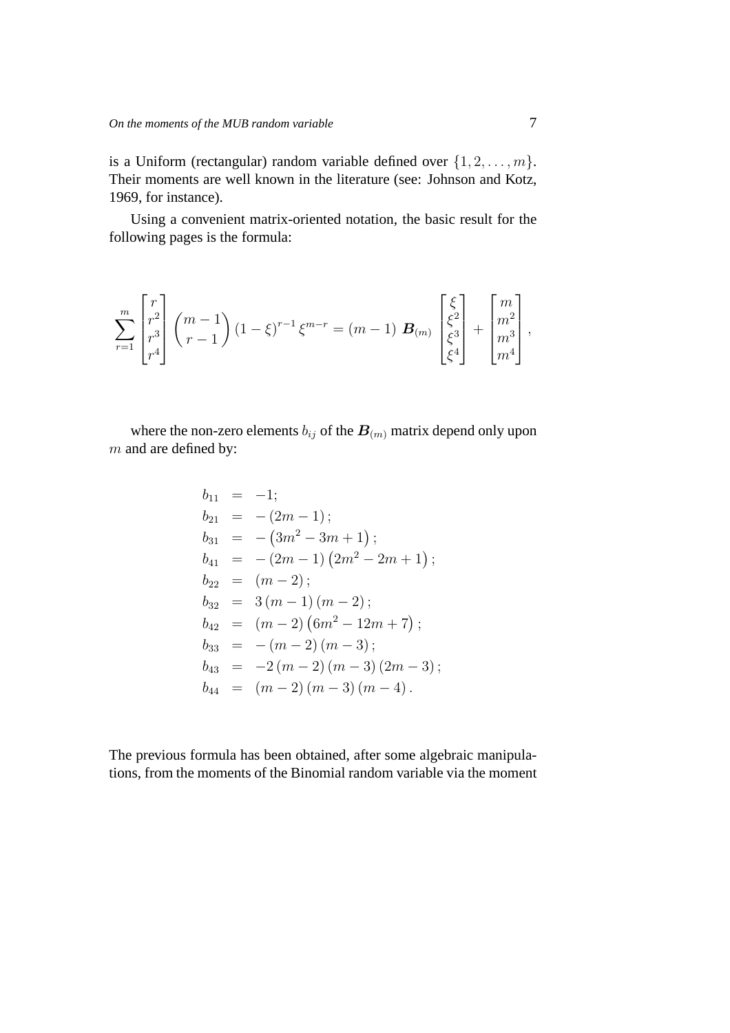is a Uniform (rectangular) random variable defined over $\{1, 2, \ldots, m\}$. Their moments are well known in the literature (see: Johnson and Kotz, 1969, for instance).

Using a convenient matrix-oriented notation, the basic result for the following pages is the formula:

$$
\sum_{r=1}^{m} \begin{bmatrix} r \\ r^2 \\ r^3 \\ r^4 \end{bmatrix} \binom{m-1}{r-1} (1-\xi)^{r-1} \xi^{m-r} = (m-1) \; \boldsymbol{B}_{(m)} \begin{bmatrix} \xi \\ \xi^2 \\ \xi^3 \\ \xi^4 \end{bmatrix} + \begin{bmatrix} m \\ m^2 \\ m^3 \\ m^4 \end{bmatrix},
$$

where the non-zero elements $b_{ij}$ of the $\boldsymbol{B}_{(m)}$ matrix depend only upon $m$ and are defined by:

$$
\begin{aligned}
b_{11} &= -1; \\
b_{21} &= -(2m-1); \\
b_{31} &= -\left(3m^2 - 3m + 1\right); \\
b_{41} &= -(2m-1)\left(2m^2 - 2m + 1\right); \\
b_{22} &= (m-2); \\
b_{32} &= 3(m-1)(m-2); \\
b_{42} &= (m-2)\left(6m^2 - 12m + 7\right); \\
b_{33} &= -(m-2)(m-3); \\
b_{43} &= -2(m-2)(m-3)(2m-3); \\
b_{44} &= (m-2)(m-3)(m-4).
\end{aligned}
$$

The previous formula has been obtained, after some algebraic manipulations, from the moments of the Binomial random variable via the moment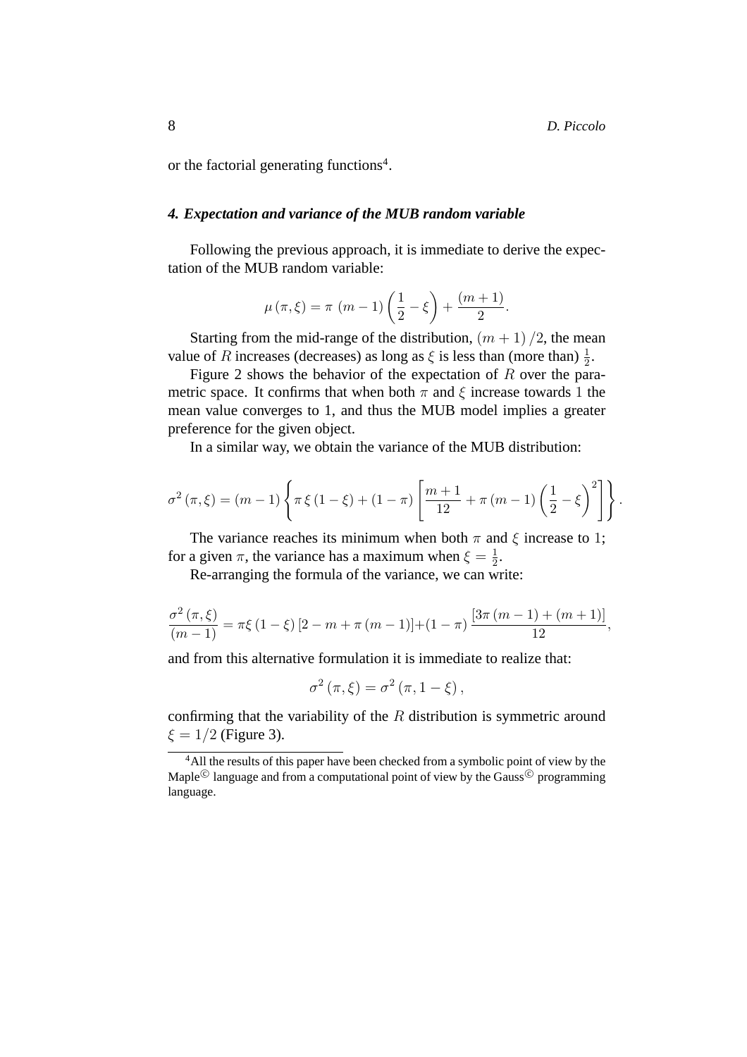or the factorial generating functions[4].

### *4. Expectation and variance of the MUB random variable*

Following the previous approach, it is immediate to derive the expectation of the MUB random variable:

$$\mu\left(\pi,\xi\right) = \pi\ \left(m-1\right)\left(\frac{1}{2}-\xi\right)+\frac{\left(m+1\right)}{2}.$$

Starting from the mid-range of the distribution, $\left(m+1\right)/2$, the mean value of $R$ increases (decreases) as long as $\xi$ is less than (more than) $\frac{1}{2}$.

Figure 2 shows the behavior of the expectation of $R$ over the parametric space. It confirms that when both $\pi$ and $\xi$ increase towards 1 the mean value converges to 1, and thus the MUB model implies a greater preference for the given object.

In a similar way, we obtain the variance of the MUB distribution:

$$\sigma^2\left(\pi,\xi\right) = \left(m-1\right)\left\{\pi\,\xi\left(1-\xi\right)+\left(1-\pi\right)\left[\frac{m+1}{12}+\pi\left(m-1\right)\left(\frac{1}{2}-\xi\right)^2\right]\right\}.$$

The variance reaches its minimum when both $\pi$ and $\xi$ increase to 1; for a given $\pi$, the variance has a maximum when $\xi=\frac{1}{2}$.

Re-arranging the formula of the variance, we can write:

$$\frac{\sigma^2\left(\pi,\xi\right)}{\left(m-1\right)} = \pi\xi\left(1-\xi\right)\left[2-m+\pi\left(m-1\right)\right]+\left(1-\pi\right)\frac{\left[3\pi\left(m-1\right)+\left(m+1\right)\right]}{12},$$

and from this alternative formulation it is immediate to realize that:

$$\sigma^2\left(\pi,\xi\right) = \sigma^2\left(\pi,1-\xi\right),$$

confirming that the variability of the $R$ distribution is symmetric around $\xi=1/2$ (Figure 3).

[4] All the results of this paper have been checked from a symbolic point of view by the Maple© language and from a computational point of view by the Gauss© programming language.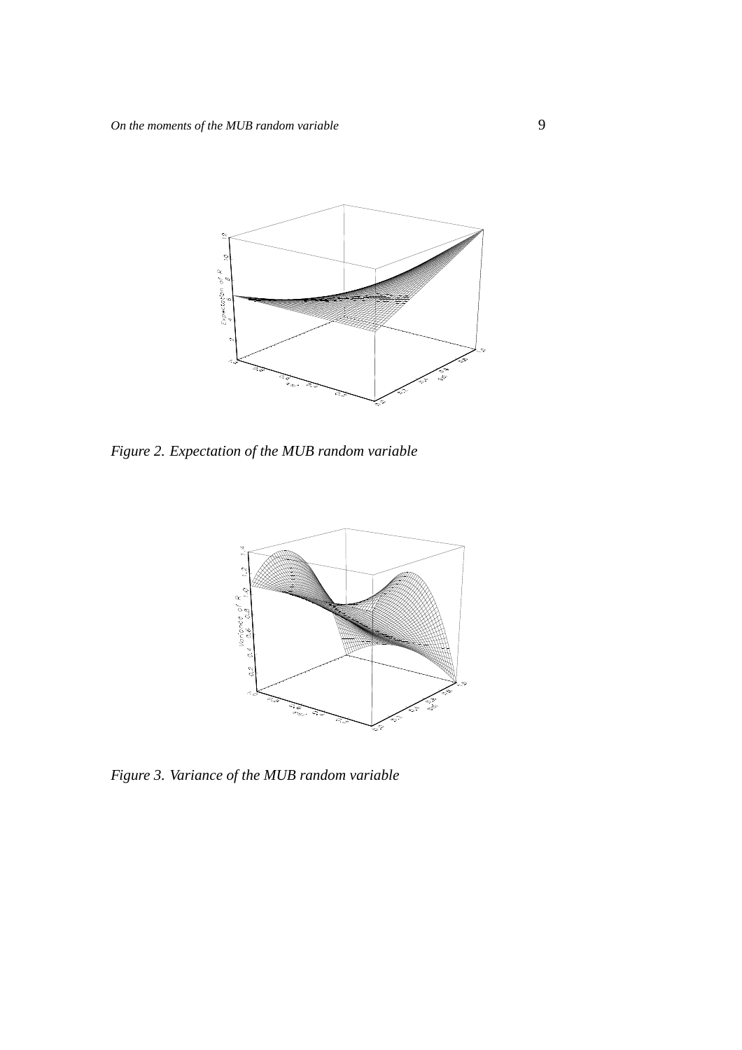*Figure 2. Expectation of the MUB random variable*

*Figure 3. Variance of the MUB random variable*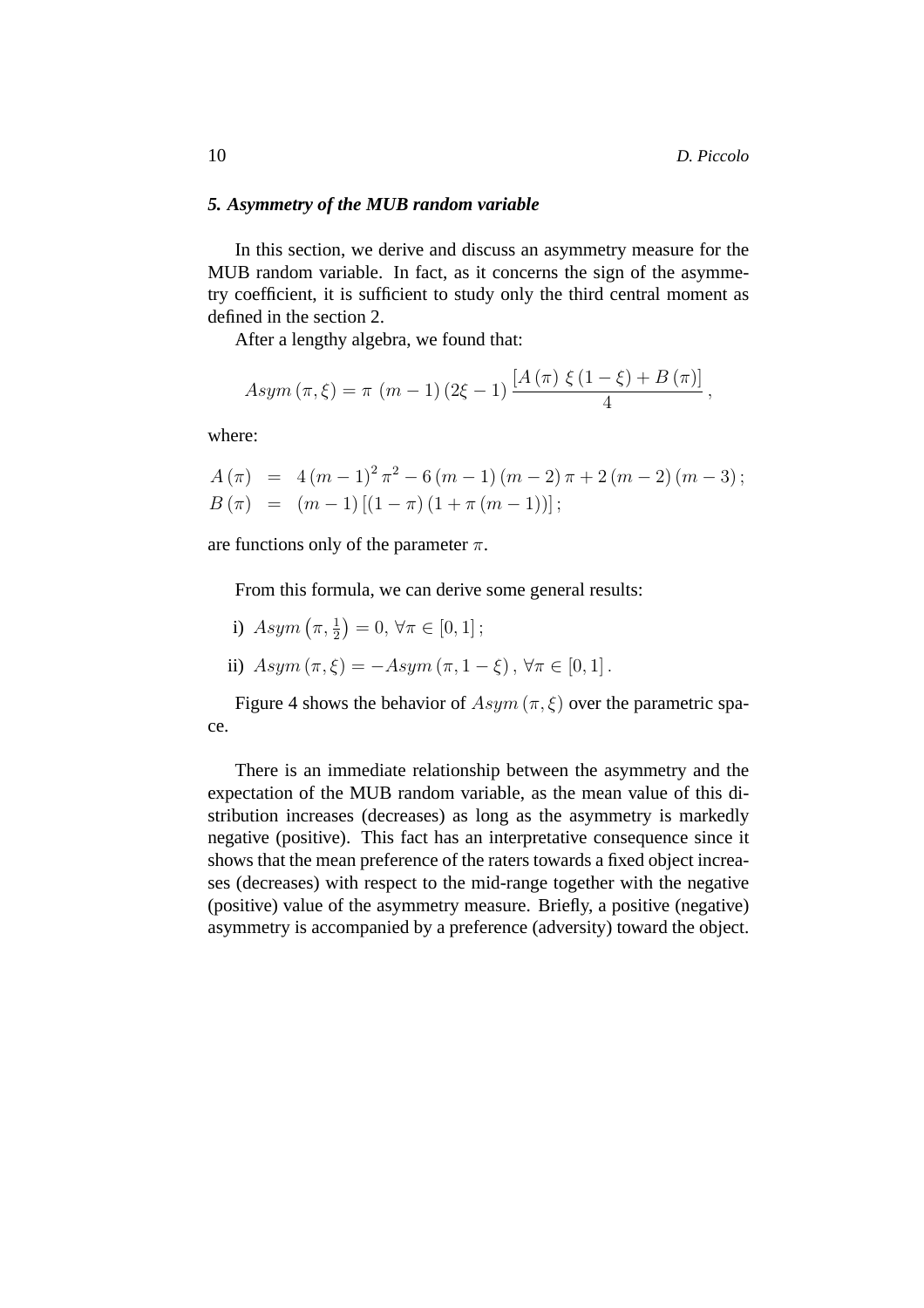### *5. Asymmetry of the MUB random variable*

In this section, we derive and discuss an asymmetry measure for the MUB random variable. In fact, as it concerns the sign of the asymmetry coefficient, it is sufficient to study only the third central moment as defined in the section 2.

After a lengthy algebra, we found that:

$$Asym\,(\pi,\xi) = \pi\ (m-1)\,(2\xi-1)\,\frac{[A\,(\pi)\ \xi\,(1-\xi) + B\,(\pi)]}{4}\,,$$

where:

$$\begin{aligned}
A\,(\pi) &= 4\,(m-1)^2\,\pi^2 - 6\,(m-1)\,(m-2)\,\pi + 2\,(m-2)\,(m-3)\,;\\
B\,(\pi) &= (m-1)\,[(1-\pi)\,(1+\pi\,(m-1))]\,;
\end{aligned}$$

are functions only of the parameter $\pi$.

From this formula, we can derive some general results:

i) $Asym\left(\pi,\frac{1}{2}\right) = 0,\ \forall\pi\in[0,1]\,;$

ii) $Asym\,(\pi,\xi) = -Asym\,(\pi,1-\xi)\,,\ \forall\pi\in[0,1]\,.$

Figure 4 shows the behavior of $Asym\,(\pi,\xi)$ over the parametric space.

There is an immediate relationship between the asymmetry and the expectation of the MUB random variable, as the mean value of this distribution increases (decreases) as long as the asymmetry is markedly negative (positive). This fact has an interpretative consequence since it shows that the mean preference of the raters towards a fixed object increases (decreases) with respect to the mid-range together with the negative (positive) value of the asymmetry measure. Briefly, a positive (negative) asymmetry is accompanied by a preference (adversity) toward the object.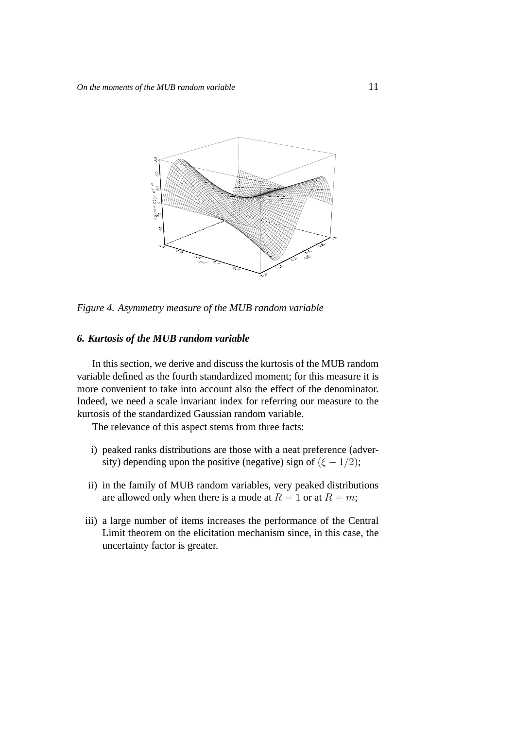*Figure 4. Asymmetry measure of the MUB random variable*

### *6. Kurtosis of the MUB random variable*

In this section, we derive and discuss the kurtosis of the MUB random variable defined as the fourth standardized moment; for this measure it is more convenient to take into account also the effect of the denominator. Indeed, we need a scale invariant index for referring our measure to the kurtosis of the standardized Gaussian random variable.

The relevance of this aspect stems from three facts:

i) peaked ranks distributions are those with a neat preference (adversity) depending upon the positive (negative) sign of $(\xi - 1/2)$;

ii) in the family of MUB random variables, very peaked distributions are allowed only when there is a mode at $R = 1$ or at $R = m$;

iii) a large number of items increases the performance of the Central Limit theorem on the elicitation mechanism since, in this case, the uncertainty factor is greater.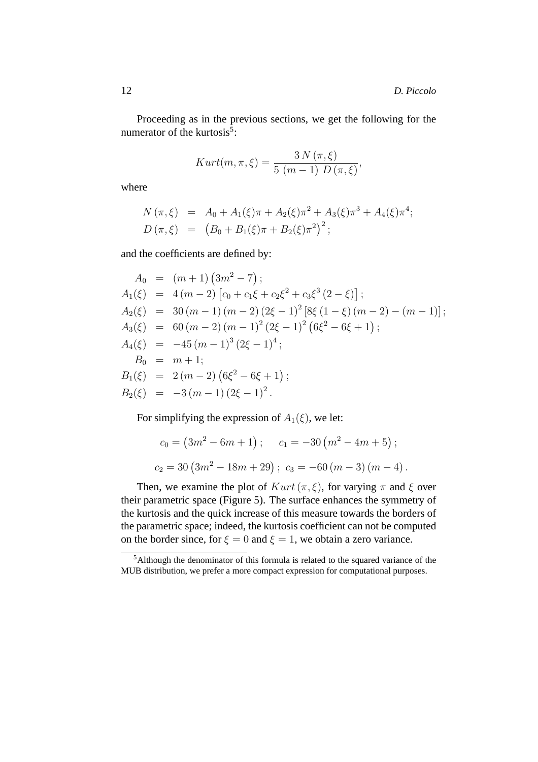Proceeding as in the previous sections, we get the following for the numerator of the kurtosis[5]:

$$Kurt(m, \pi, \xi) = \frac{3\, N\,(\pi, \xi)}{5\;(m-1)\;D\,(\pi, \xi)},$$

where

$$\begin{aligned}
N\,(\pi, \xi) &= A_0 + A_1(\xi)\pi + A_2(\xi)\pi^2 + A_3(\xi)\pi^3 + A_4(\xi)\pi^4; \\
D\,(\pi, \xi) &= \left(B_0 + B_1(\xi)\pi + B_2(\xi)\pi^2\right)^2;
\end{aligned}$$

and the coefficients are defined by:

$$\begin{aligned}
A_0 &= (m+1)\left(3m^2 - 7\right); \\
A_1(\xi) &= 4\,(m-2)\left[c_0 + c_1\xi + c_2\xi^2 + c_3\xi^3\,(2-\xi)\right]; \\
A_2(\xi) &= 30\,(m-1)\,(m-2)\,(2\xi - 1)^2\left[8\xi\,(1-\xi)\,(m-2) - (m-1)\right]; \\
A_3(\xi) &= 60\,(m-2)\,(m-1)^2\,(2\xi-1)^2\left(6\xi^2 - 6\xi + 1\right); \\
A_4(\xi) &= -45\,(m-1)^3\,(2\xi-1)^4; \\
B_0 &= m+1; \\
B_1(\xi) &= 2\,(m-2)\left(6\xi^2 - 6\xi + 1\right); \\
B_2(\xi) &= -3\,(m-1)\,(2\xi-1)^2.
\end{aligned}$$

For simplifying the expression of $A_1(\xi)$, we let:

$$c_0 = \left(3m^2 - 6m + 1\right); \qquad c_1 = -30\left(m^2 - 4m + 5\right);$$

$$c_2 = 30\left(3m^2 - 18m + 29\right);\; c_3 = -60\,(m-3)\,(m-4)\,.$$

Then, we examine the plot of $Kurt\,(\pi, \xi)$, for varying $\pi$ and $\xi$ over their parametric space (Figure 5). The surface enhances the symmetry of the kurtosis and the quick increase of this measure towards the borders of the parametric space; indeed, the kurtosis coefficient can not be computed on the border since, for $\xi = 0$ and $\xi = 1$, we obtain a zero variance.

[5] Although the denominator of this formula is related to the squared variance of the MUB distribution, we prefer a more compact expression for computational purposes.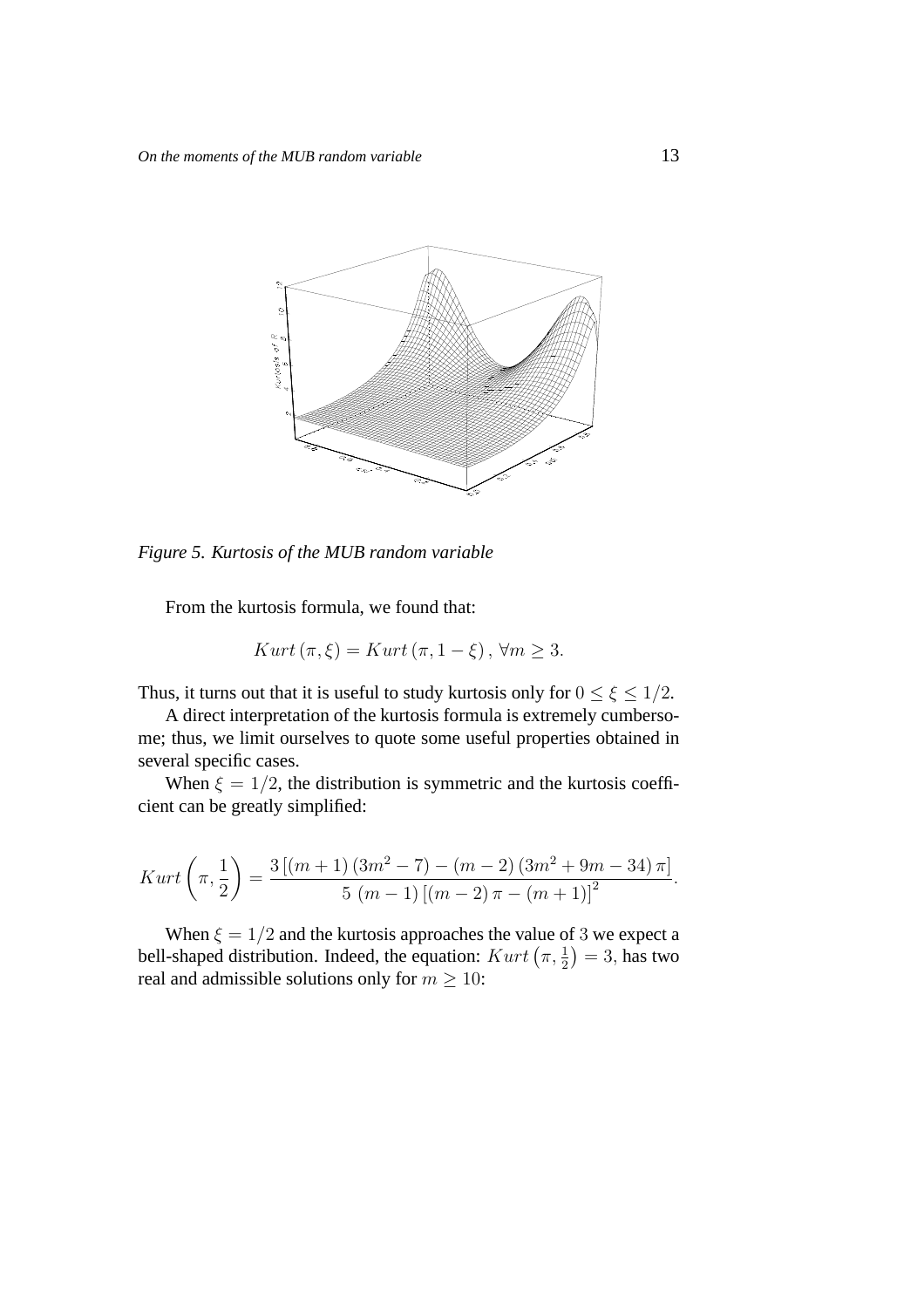*Figure 5. Kurtosis of the MUB random variable*

From the kurtosis formula, we found that:

$$Kurt\,(\pi, \xi) = Kurt\,(\pi, 1 - \xi)\,,\ \forall m \geq 3.$$

Thus, it turns out that it is useful to study kurtosis only for $0 \leq \xi \leq 1/2$.

A direct interpretation of the kurtosis formula is extremely cumbersome; thus, we limit ourselves to quote some useful properties obtained in several specific cases.

When $\xi = 1/2$, the distribution is symmetric and the kurtosis coefficient can be greatly simplified:

$$Kurt\left(\pi, \frac{1}{2}\right) = \frac{3\left[(m+1)\left(3m^2 - 7\right) - (m-2)\left(3m^2 + 9m - 34\right)\pi\right]}{5\ (m-1)\left[(m-2)\,\pi - (m+1)\right]^2}.$$

When $\xi = 1/2$ and the kurtosis approaches the value of $3$ we expect a bell-shaped distribution. Indeed, the equation: $Kurt\left(\pi, \frac{1}{2}\right) = 3$, has two real and admissible solutions only for $m \geq 10$: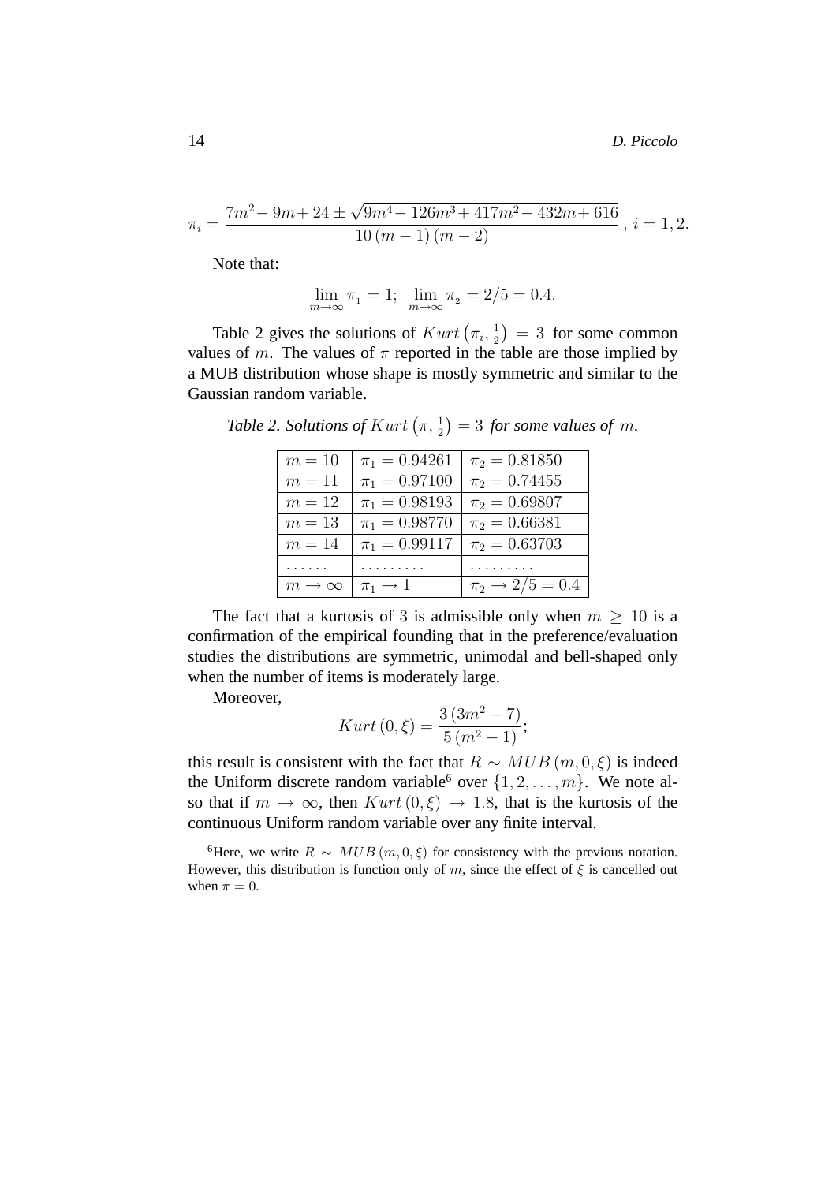$$\pi_i = \frac{7m^2 - 9m + 24 \pm \sqrt{9m^4 - 126m^3 + 417m^2 - 432m + 616}}{10\,(m-1)\,(m-2)}\ ,\ i = 1, 2.$$

Note that:

$$\lim_{m\to\infty} \pi_1 = 1;\ \ \lim_{m\to\infty} \pi_2 = 2/5 = 0.4.$$

Table 2 gives the solutions of $Kurt\left(\pi_i, \frac{1}{2}\right) = 3$ for some common values of $m$. The values of $\pi$ reported in the table are those implied by a MUB distribution whose shape is mostly symmetric and similar to the Gaussian random variable.

*Table 2. Solutions of $Kurt\left(\pi, \frac{1}{2}\right) = 3$ for some values of $m$.*

| | | |
|---|---|---|
| $m = 10$ | $\pi_1 = 0.94261$ | $\pi_2 = 0.81850$ |
| $m = 11$ | $\pi_1 = 0.97100$ | $\pi_2 = 0.74455$ |
| $m = 12$ | $\pi_1 = 0.98193$ | $\pi_2 = 0.69807$ |
| $m = 13$ | $\pi_1 = 0.98770$ | $\pi_2 = 0.66381$ |
| $m = 14$ | $\pi_1 = 0.99117$ | $\pi_2 = 0.63703$ |
| ...... | ......... | ......... |
| $m \to \infty$ | $\pi_1 \to 1$ | $\pi_2 \to 2/5 = 0.4$ |

The fact that a kurtosis of 3 is admissible only when $m \geq 10$ is a confirmation of the empirical founding that in the preference/evaluation studies the distributions are symmetric, unimodal and bell-shaped only when the number of items is moderately large.

Moreover,

$$Kurt\,(0, \xi) = \frac{3\,(3m^2 - 7)}{5\,(m^2 - 1)};$$

this result is consistent with the fact that $R \sim MUB\,(m, 0, \xi)$ is indeed the Uniform discrete random variable[6] over $\{1, 2, \ldots, m\}$. We note also that if $m \to \infty$, then $Kurt\,(0, \xi) \to 1.8$, that is the kurtosis of the continuous Uniform random variable over any finite interval.

[6] Here, we write $R \sim MUB\,(m, 0, \xi)$ for consistency with the previous notation. However, this distribution is function only of $m$, since the effect of $\xi$ is cancelled out when $\pi = 0$.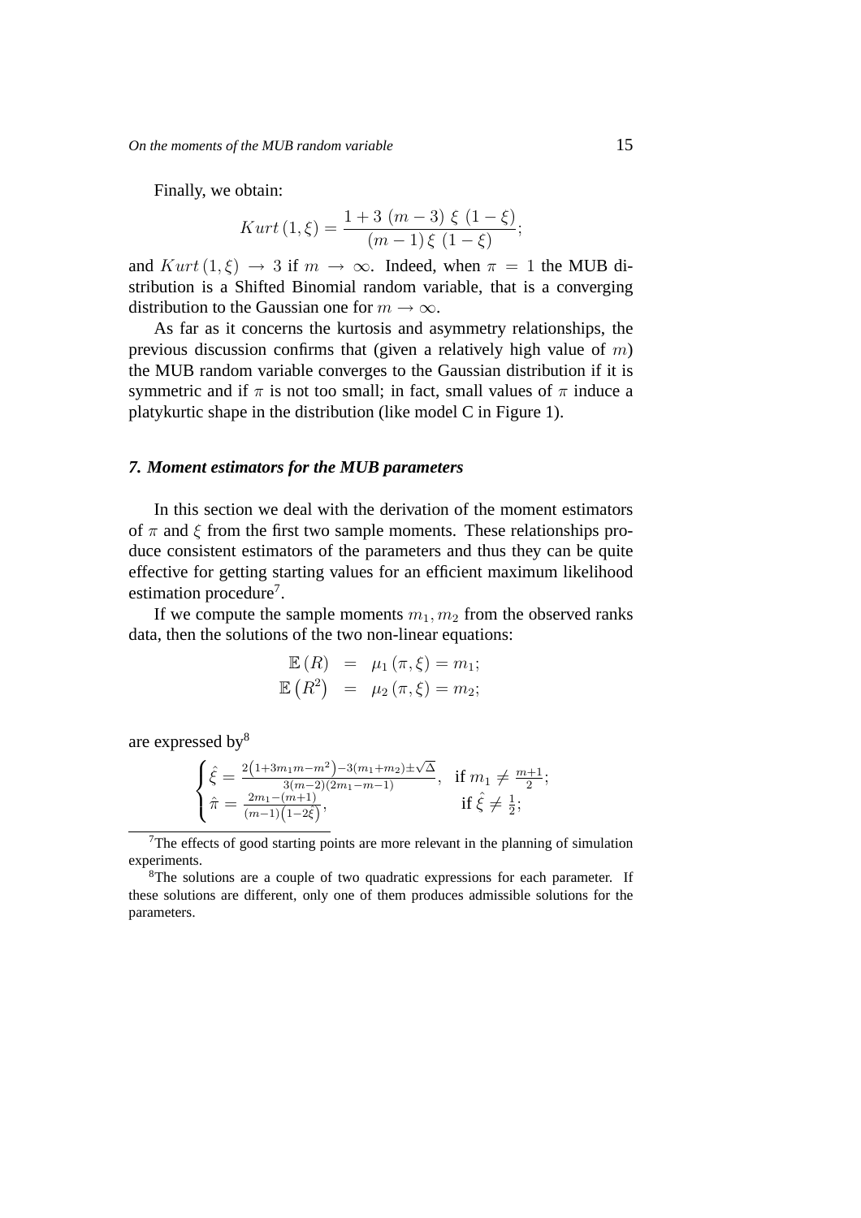Finally, we obtain:

$$Kurt\,(1,\xi) = \frac{1 + 3\,(m-3)\,\xi\,(1-\xi)}{(m-1)\,\xi\,(1-\xi)};$$

and $Kurt\,(1,\xi) \rightarrow 3$ if $m \rightarrow \infty$. Indeed, when $\pi = 1$ the MUB distribution is a Shifted Binomial random variable, that is a converging distribution to the Gaussian one for $m \rightarrow \infty$.

As far as it concerns the kurtosis and asymmetry relationships, the previous discussion confirms that (given a relatively high value of $m$) the MUB random variable converges to the Gaussian distribution if it is symmetric and if $\pi$ is not too small; in fact, small values of $\pi$ induce a platykurtic shape in the distribution (like model C in Figure 1).

### *7. Moment estimators for the MUB parameters*

In this section we deal with the derivation of the moment estimators of $\pi$ and $\xi$ from the first two sample moments. These relationships produce consistent estimators of the parameters and thus they can be quite effective for getting starting values for an efficient maximum likelihood estimation procedure[7].

If we compute the sample moments $m_1, m_2$ from the observed ranks data, then the solutions of the two non-linear equations:

$$\begin{aligned} \mathbb{E}\,(R) &= \mu_1\,(\pi,\xi) = m_1; \\ \mathbb{E}\left(R^2\right) &= \mu_2\,(\pi,\xi) = m_2; \end{aligned}$$

are expressed by[8]

$$\begin{cases} \hat{\xi} = \frac{2\left(1+3m_1 m - m^2\right) - 3(m_1+m_2) \pm \sqrt{\Delta}}{3(m-2)(2m_1-m-1)}, & \text{if } m_1 \neq \frac{m+1}{2}; \\ \hat{\pi} = \frac{2m_1-(m+1)}{(m-1)\left(1-2\hat{\xi}\right)}, & \text{if } \hat{\xi} \neq \frac{1}{2}; \end{cases}$$

---

[7] The effects of good starting points are more relevant in the planning of simulation experiments.

[8] The solutions are a couple of two quadratic expressions for each parameter. If these solutions are different, only one of them produces admissible solutions for the parameters.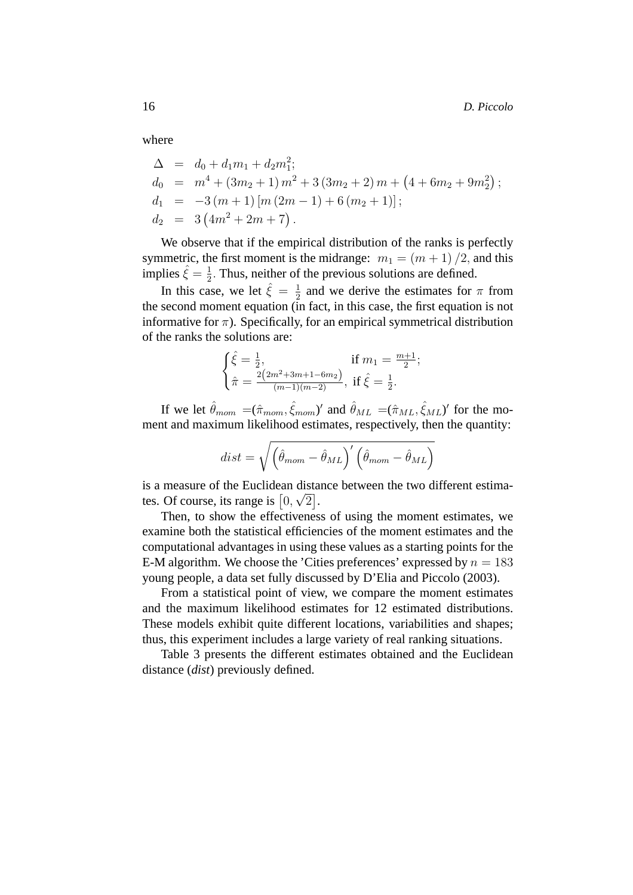where

$$
\begin{aligned}
\Delta &= d_0 + d_1 m_1 + d_2 m_1^2; \\
d_0 &= m^4 + (3m_2+1)\, m^2 + 3\,(3m_2+2)\, m + \left(4 + 6m_2 + 9m_2^2\right); \\
d_1 &= -3\,(m+1)\left[m\,(2m-1) + 6\,(m_2+1)\right]; \\
d_2 &= 3\left(4m^2 + 2m + 7\right).
\end{aligned}
$$

We observe that if the empirical distribution of the ranks is perfectly symmetric, the first moment is the midrange: $m_1 = (m+1)/2$, and this implies $\hat{\xi} = \frac{1}{2}$. Thus, neither of the previous solutions are defined.

In this case, we let $\hat{\xi} = \frac{1}{2}$ and we derive the estimates for $\pi$ from the second moment equation (in fact, in this case, the first equation is not informative for $\pi$). Specifically, for an empirical symmetrical distribution of the ranks the solutions are:

$$
\begin{cases}
\hat{\xi} = \frac{1}{2}, & \text{if } m_1 = \frac{m+1}{2}; \\
\hat{\pi} = \frac{2\left(2m^2+3m+1-6m_2\right)}{(m-1)(m-2)}, & \text{if } \hat{\xi} = \frac{1}{2}.
\end{cases}
$$

If we let $\hat{\theta}_{mom} = (\hat{\pi}_{mom}, \hat{\xi}_{mom})'$ and $\hat{\theta}_{ML} = (\hat{\pi}_{ML}, \hat{\xi}_{ML})'$ for the moment and maximum likelihood estimates, respectively, then the quantity:

$$
dist = \sqrt{\left(\hat{\theta}_{mom} - \hat{\theta}_{ML}\right)' \left(\hat{\theta}_{mom} - \hat{\theta}_{ML}\right)}
$$

is a measure of the Euclidean distance between the two different estimates. Of course, its range is $\left[0, \sqrt{2}\right]$.

Then, to show the effectiveness of using the moment estimates, we examine both the statistical efficiencies of the moment estimates and the computational advantages in using these values as a starting points for the E-M algorithm. We choose the 'Cities preferences' expressed by $n = 183$ young people, a data set fully discussed by D'Elia and Piccolo (2003).

From a statistical point of view, we compare the moment estimates and the maximum likelihood estimates for 12 estimated distributions. These models exhibit quite different locations, variabilities and shapes; thus, this experiment includes a large variety of real ranking situations.

Table 3 presents the different estimates obtained and the Euclidean distance (*dist*) previously defined.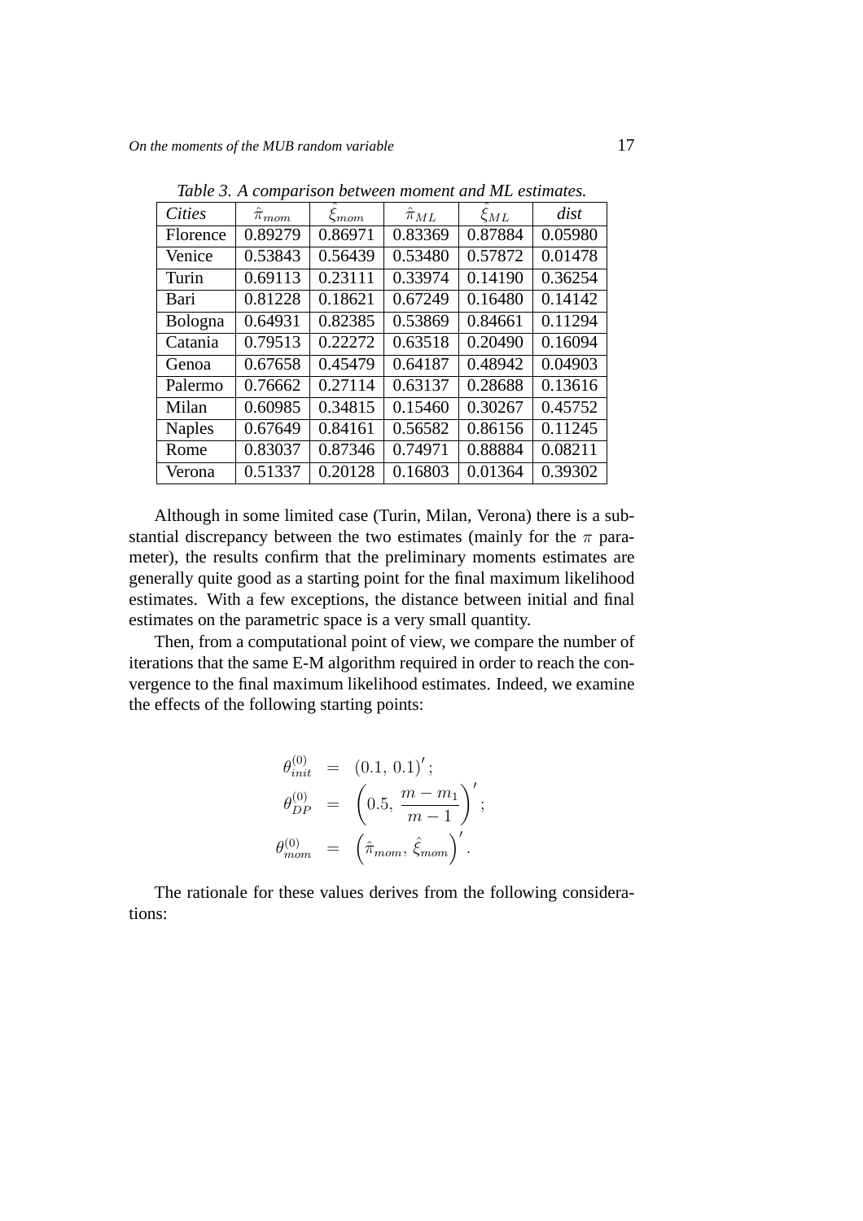*Table 3. A comparison between moment and ML estimates.*

| *Cities* | $\hat{\pi}_{mom}$ | $\hat{\xi}_{mom}$ | $\hat{\pi}_{ML}$ | $\hat{\xi}_{ML}$ | *dist* |
|---|---|---|---|---|---|
| Florence | 0.89279 | 0.86971 | 0.83369 | 0.87884 | 0.05980 |
| Venice | 0.53843 | 0.56439 | 0.53480 | 0.57872 | 0.01478 |
| Turin | 0.69113 | 0.23111 | 0.33974 | 0.14190 | 0.36254 |
| Bari | 0.81228 | 0.18621 | 0.67249 | 0.16480 | 0.14142 |
| Bologna | 0.64931 | 0.82385 | 0.53869 | 0.84661 | 0.11294 |
| Catania | 0.79513 | 0.22272 | 0.63518 | 0.20490 | 0.16094 |
| Genoa | 0.67658 | 0.45479 | 0.64187 | 0.48942 | 0.04903 |
| Palermo | 0.76662 | 0.27114 | 0.63137 | 0.28688 | 0.13616 |
| Milan | 0.60985 | 0.34815 | 0.15460 | 0.30267 | 0.45752 |
| Naples | 0.67649 | 0.84161 | 0.56582 | 0.86156 | 0.11245 |
| Rome | 0.83037 | 0.87346 | 0.74971 | 0.88884 | 0.08211 |
| Verona | 0.51337 | 0.20128 | 0.16803 | 0.01364 | 0.39302 |

Although in some limited case (Turin, Milan, Verona) there is a substantial discrepancy between the two estimates (mainly for the $\pi$ parameter), the results confirm that the preliminary moments estimates are generally quite good as a starting point for the final maximum likelihood estimates. With a few exceptions, the distance between initial and final estimates on the parametric space is a very small quantity.

Then, from a computational point of view, we compare the number of iterations that the same E-M algorithm required in order to reach the convergence to the final maximum likelihood estimates. Indeed, we examine the effects of the following starting points:

$$
\begin{aligned}
\theta_{init}^{(0)} &= (0.1,\, 0.1)'\,; \\
\theta_{DP}^{(0)} &= \left(0.5,\, \frac{m - m_1}{m - 1}\right)'\,; \\
\theta_{mom}^{(0)} &= \left(\hat{\pi}_{mom},\, \hat{\xi}_{mom}\right)'.
\end{aligned}
$$

The rationale for these values derives from the following considerations: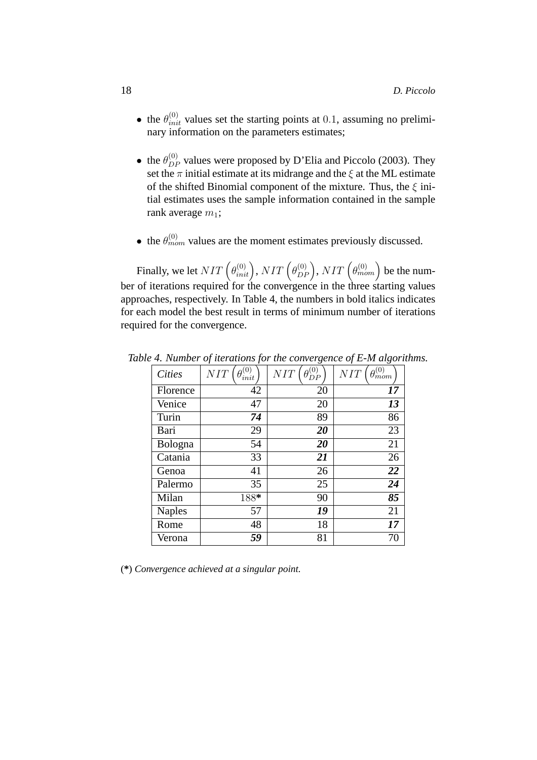- the $\theta_{init}^{(0)}$ values set the starting points at $0.1$, assuming no preliminary information on the parameters estimates;

- the $\theta_{DP}^{(0)}$ values were proposed by D'Elia and Piccolo (2003). They set the $\pi$ initial estimate at its midrange and the $\xi$ at the ML estimate of the shifted Binomial component of the mixture. Thus, the $\xi$ initial estimates uses the sample information contained in the sample rank average $m_1$;

- the $\theta_{mom}^{(0)}$ values are the moment estimates previously discussed.

Finally, we let $NIT\left(\theta_{init}^{(0)}\right)$, $NIT\left(\theta_{DP}^{(0)}\right)$, $NIT\left(\theta_{mom}^{(0)}\right)$ be the number of iterations required for the convergence in the three starting values approaches, respectively. In Table 4, the numbers in bold italics indicates for each model the best result in terms of minimum number of iterations required for the convergence.

*Table 4. Number of iterations for the convergence of E-M algorithms.*

| *Cities* | $NIT\left(\theta_{init}^{(0)}\right)$ | $NIT\left(\theta_{DP}^{(0)}\right)$ | $NIT\left(\theta_{mom}^{(0)}\right)$ |
|---|---|---|---|
| Florence | 42 | 20 | ***17*** |
| Venice | 47 | 20 | ***13*** |
| Turin | ***74*** | 89 | 86 |
| Bari | 29 | ***20*** | 23 |
| Bologna | 54 | ***20*** | 21 |
| Catania | 33 | ***21*** | 26 |
| Genoa | 41 | 26 | ***22*** |
| Palermo | 35 | 25 | ***24*** |
| Milan | 188**\*** | 90 | ***85*** |
| Naples | 57 | ***19*** | 21 |
| Rome | 48 | 18 | ***17*** |
| Verona | ***59*** | 81 | 70 |

(**\***) *Convergence achieved at a singular point.*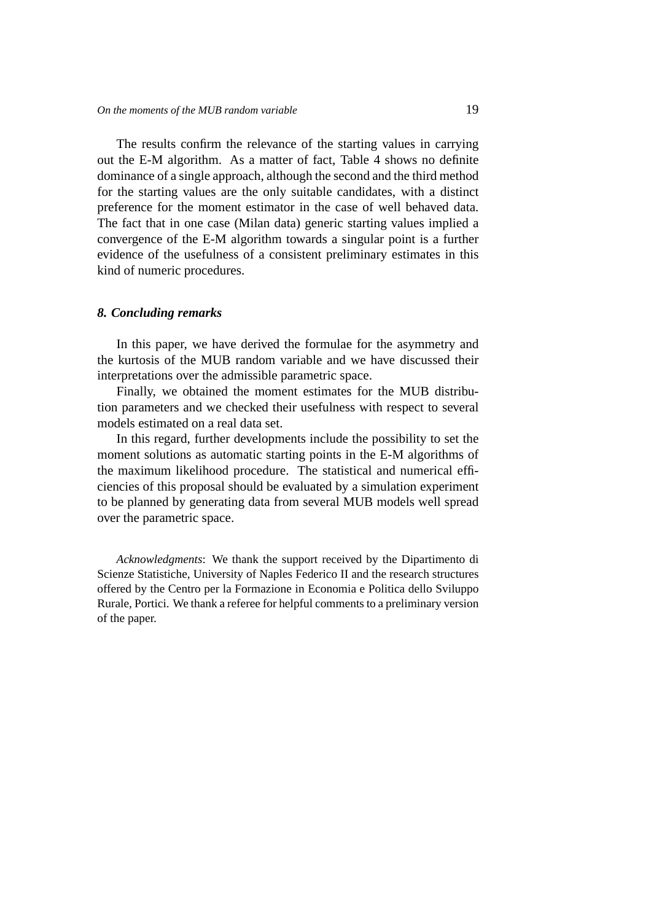The results confirm the relevance of the starting values in carrying out the E-M algorithm. As a matter of fact, Table 4 shows no definite dominance of a single approach, although the second and the third method for the starting values are the only suitable candidates, with a distinct preference for the moment estimator in the case of well behaved data. The fact that in one case (Milan data) generic starting values implied a convergence of the E-M algorithm towards a singular point is a further evidence of the usefulness of a consistent preliminary estimates in this kind of numeric procedures.

### *8. Concluding remarks*

In this paper, we have derived the formulae for the asymmetry and the kurtosis of the MUB random variable and we have discussed their interpretations over the admissible parametric space.

Finally, we obtained the moment estimates for the MUB distribution parameters and we checked their usefulness with respect to several models estimated on a real data set.

In this regard, further developments include the possibility to set the moment solutions as automatic starting points in the E-M algorithms of the maximum likelihood procedure. The statistical and numerical efficiencies of this proposal should be evaluated by a simulation experiment to be planned by generating data from several MUB models well spread over the parametric space.

*Acknowledgments*: We thank the support received by the Dipartimento di Scienze Statistiche, University of Naples Federico II and the research structures offered by the Centro per la Formazione in Economia e Politica dello Sviluppo Rurale, Portici. We thank a referee for helpful comments to a preliminary version of the paper.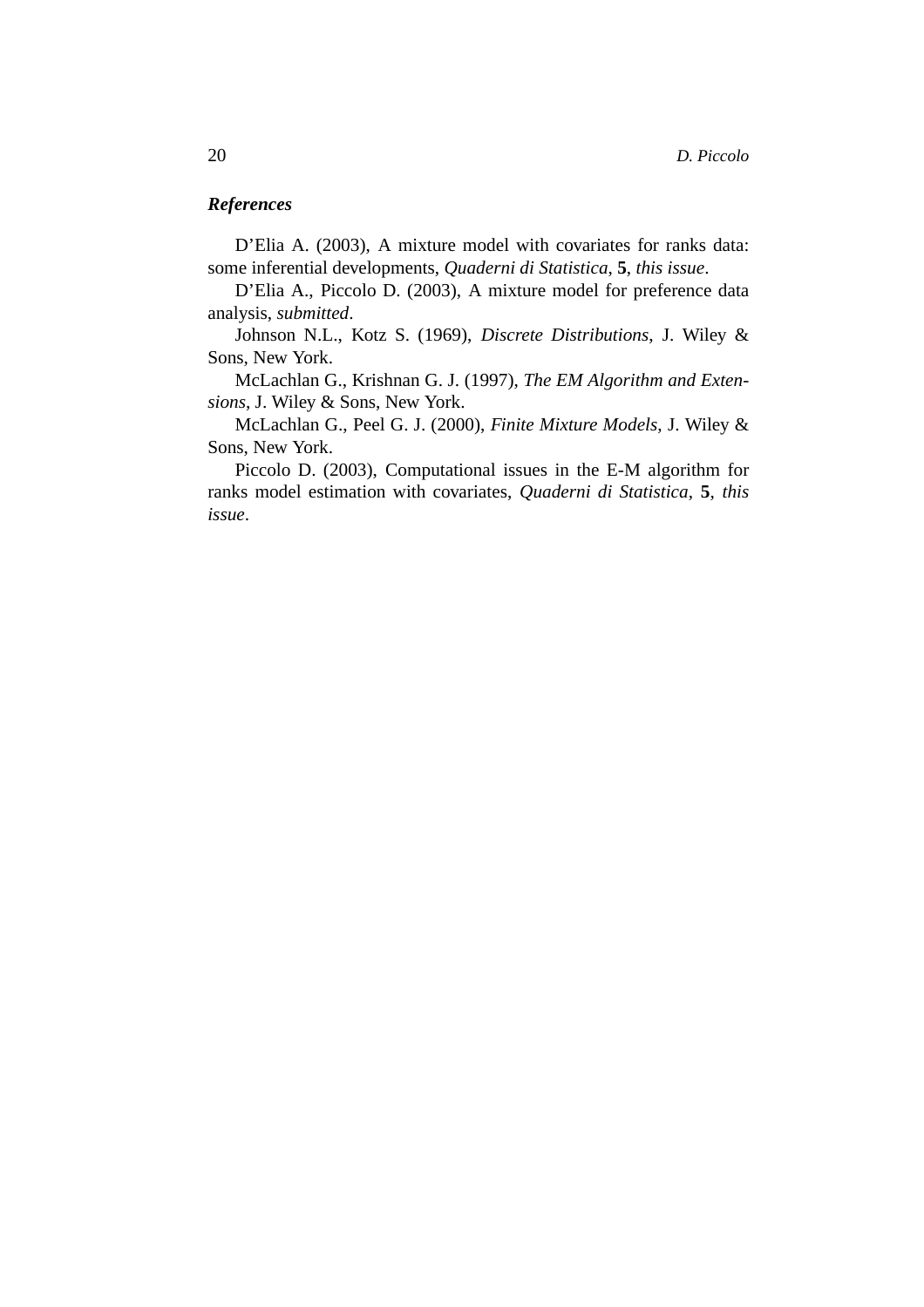## *References*

D'Elia A. (2003), A mixture model with covariates for ranks data: some inferential developments, *Quaderni di Statistica*, **5**, *this issue*.

D'Elia A., Piccolo D. (2003), A mixture model for preference data analysis, *submitted*.

Johnson N.L., Kotz S. (1969), *Discrete Distributions*, J. Wiley & Sons, New York.

McLachlan G., Krishnan G. J. (1997), *The EM Algorithm and Extensions*, J. Wiley & Sons, New York.

McLachlan G., Peel G. J. (2000), *Finite Mixture Models*, J. Wiley & Sons, New York.

Piccolo D. (2003), Computational issues in the E-M algorithm for ranks model estimation with covariates, *Quaderni di Statistica*, **5**, *this issue*.